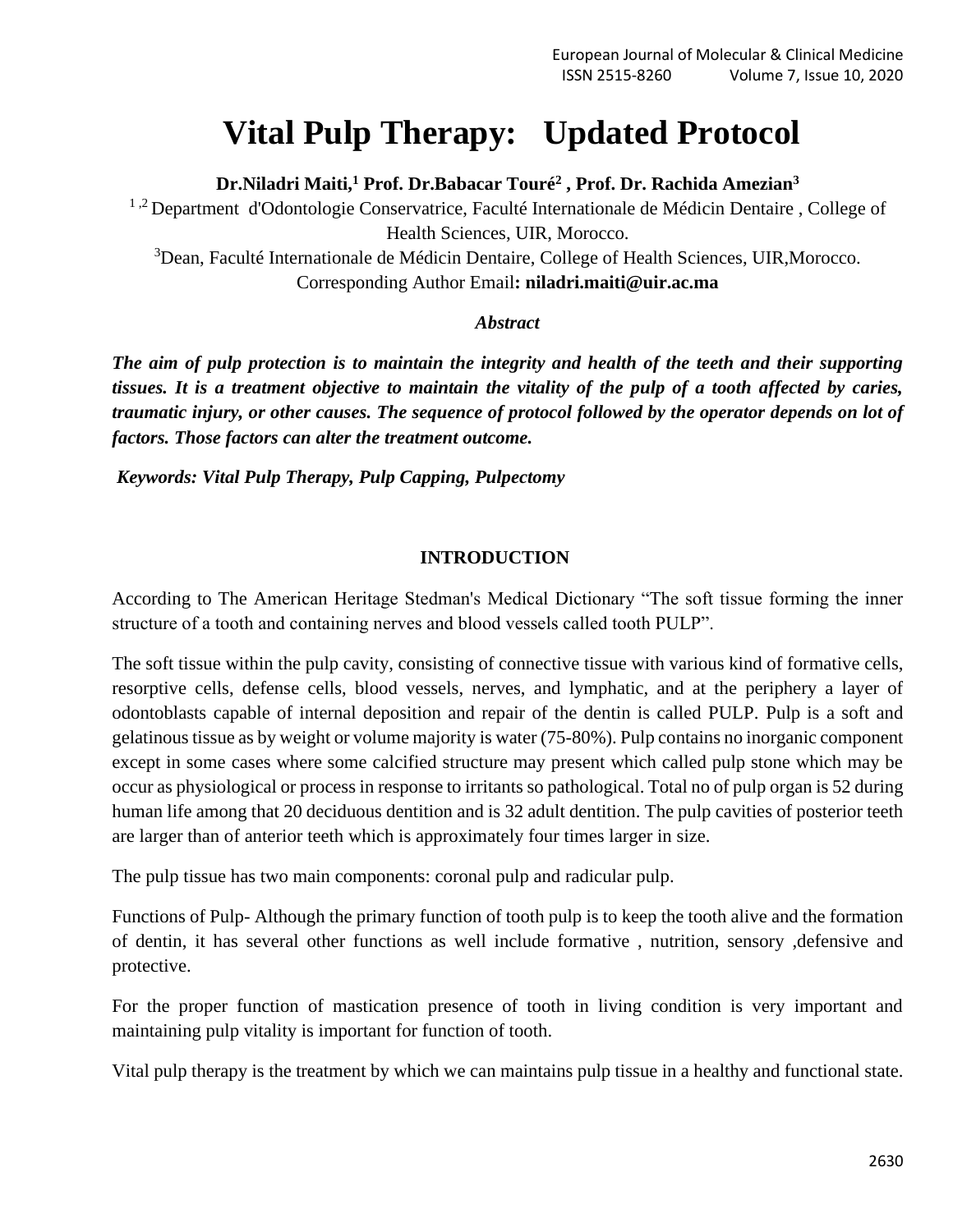# Vital Pulp Therapy: Updated Protocol

**Dr.Niladri Maiti,[1] Prof. Dr.Babacar Touré[2] , Prof. Dr. Rachida Amezian[3]**

[1,2] Department d'Odontologie Conservatrice, Faculté Internationale de Médicin Dentaire , College of Health Sciences, UIR, Morocco.

[3]Dean, Faculté Internationale de Médicin Dentaire, College of Health Sciences, UIR,Morocco.

Corresponding Author Email**: niladri.maiti@uir.ac.ma**

***Abstract***

***The aim of pulp protection is to maintain the integrity and health of the teeth and their supporting tissues. It is a treatment objective to maintain the vitality of the pulp of a tooth affected by caries, traumatic injury, or other causes. The sequence of protocol followed by the operator depends on lot of factors. Those factors can alter the treatment outcome.***

***Keywords: Vital Pulp Therapy, Pulp Capping, Pulpectomy***

## INTRODUCTION

According to The American Heritage Stedman's Medical Dictionary "The soft tissue forming the inner structure of a tooth and containing nerves and blood vessels called tooth PULP".

The soft tissue within the pulp cavity, consisting of connective tissue with various kind of formative cells, resorptive cells, defense cells, blood vessels, nerves, and lymphatic, and at the periphery a layer of odontoblasts capable of internal deposition and repair of the dentin is called PULP. Pulp is a soft and gelatinous tissue as by weight or volume majority is water (75-80%). Pulp contains no inorganic component except in some cases where some calcified structure may present which called pulp stone which may be occur as physiological or process in response to irritants so pathological. Total no of pulp organ is 52 during human life among that 20 deciduous dentition and is 32 adult dentition. The pulp cavities of posterior teeth are larger than of anterior teeth which is approximately four times larger in size.

The pulp tissue has two main components: coronal pulp and radicular pulp.

Functions of Pulp- Although the primary function of tooth pulp is to keep the tooth alive and the formation of dentin, it has several other functions as well include formative , nutrition, sensory ,defensive and protective.

For the proper function of mastication presence of tooth in living condition is very important and maintaining pulp vitality is important for function of tooth.

Vital pulp therapy is the treatment by which we can maintains pulp tissue in a healthy and functional state.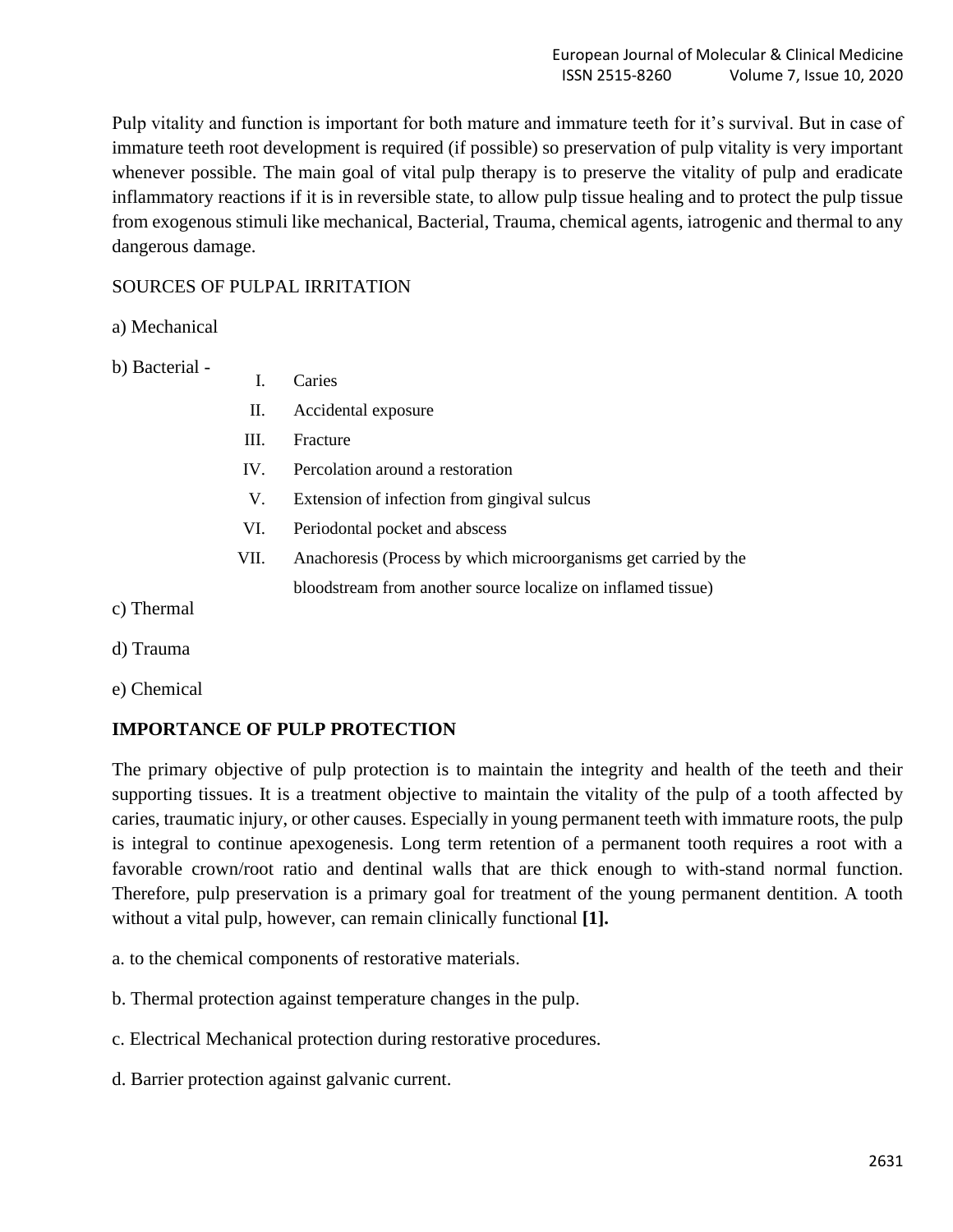Pulp vitality and function is important for both mature and immature teeth for it's survival. But in case of immature teeth root development is required (if possible) so preservation of pulp vitality is very important whenever possible. The main goal of vital pulp therapy is to preserve the vitality of pulp and eradicate inflammatory reactions if it is in reversible state, to allow pulp tissue healing and to protect the pulp tissue from exogenous stimuli like mechanical, Bacterial, Trauma, chemical agents, iatrogenic and thermal to any dangerous damage.

SOURCES OF PULPAL IRRITATION

a) Mechanical

b) Bacterial -

I. Caries
II. Accidental exposure
III. Fracture
IV. Percolation around a restoration
V. Extension of infection from gingival sulcus
VI. Periodontal pocket and abscess
VII. Anachoresis (Process by which microorganisms get carried by the bloodstream from another source localize on inflamed tissue)

c) Thermal

d) Trauma

e) Chemical

**IMPORTANCE OF PULP PROTECTION**

The primary objective of pulp protection is to maintain the integrity and health of the teeth and their supporting tissues. It is a treatment objective to maintain the vitality of the pulp of a tooth affected by caries, traumatic injury, or other causes. Especially in young permanent teeth with immature roots, the pulp is integral to continue apexogenesis. Long term retention of a permanent tooth requires a root with a favorable crown/root ratio and dentinal walls that are thick enough to with-stand normal function. Therefore, pulp preservation is a primary goal for treatment of the young permanent dentition. A tooth without a vital pulp, however, can remain clinically functional **[1].**

a. to the chemical components of restorative materials.

b. Thermal protection against temperature changes in the pulp.

c. Electrical Mechanical protection during restorative procedures.

d. Barrier protection against galvanic current.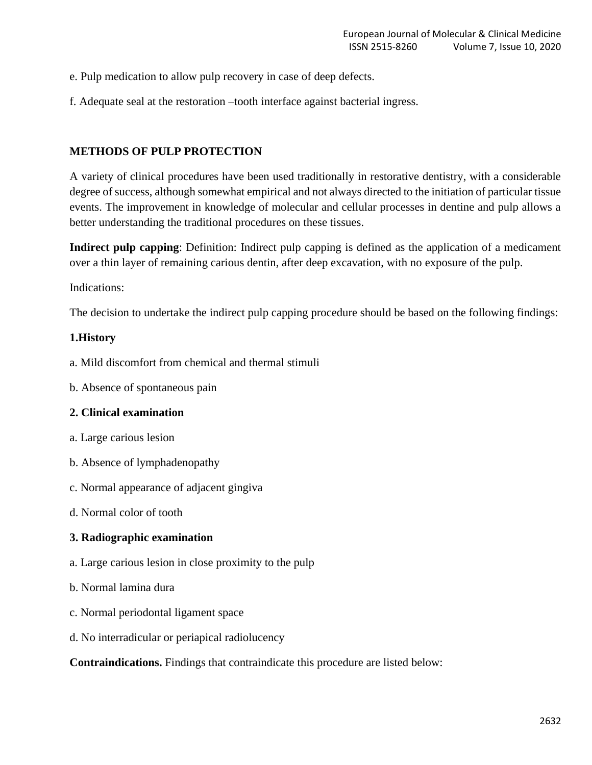e. Pulp medication to allow pulp recovery in case of deep defects.

f. Adequate seal at the restoration –tooth interface against bacterial ingress.

## METHODS OF PULP PROTECTION

A variety of clinical procedures have been used traditionally in restorative dentistry, with a considerable degree of success, although somewhat empirical and not always directed to the initiation of particular tissue events. The improvement in knowledge of molecular and cellular processes in dentine and pulp allows a better understanding the traditional procedures on these tissues.

**Indirect pulp capping**: Definition: Indirect pulp capping is defined as the application of a medicament over a thin layer of remaining carious dentin, after deep excavation, with no exposure of the pulp.

Indications:

The decision to undertake the indirect pulp capping procedure should be based on the following findings:

**1.History**

a. Mild discomfort from chemical and thermal stimuli

b. Absence of spontaneous pain

**2. Clinical examination**

a. Large carious lesion

b. Absence of lymphadenopathy

c. Normal appearance of adjacent gingiva

d. Normal color of tooth

**3. Radiographic examination**

a. Large carious lesion in close proximity to the pulp

b. Normal lamina dura

c. Normal periodontal ligament space

d. No interradicular or periapical radiolucency

**Contraindications.** Findings that contraindicate this procedure are listed below: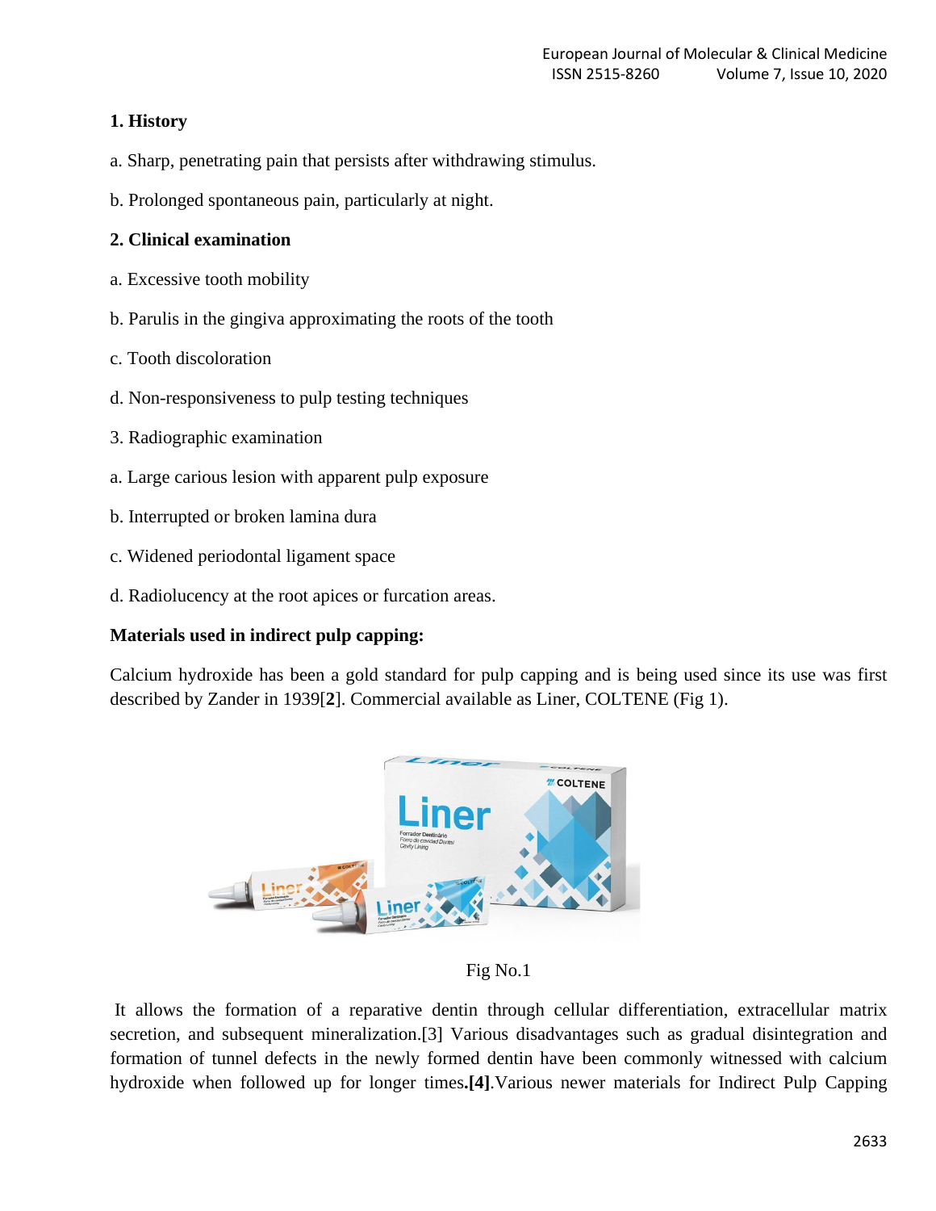**1. History**

a. Sharp, penetrating pain that persists after withdrawing stimulus.

b. Prolonged spontaneous pain, particularly at night.

**2. Clinical examination**

a. Excessive tooth mobility

b. Parulis in the gingiva approximating the roots of the tooth

c. Tooth discoloration

d. Non-responsiveness to pulp testing techniques

3. Radiographic examination

a. Large carious lesion with apparent pulp exposure

b. Interrupted or broken lamina dura

c. Widened periodontal ligament space

d. Radiolucency at the root apices or furcation areas.

**Materials used in indirect pulp capping:**

Calcium hydroxide has been a gold standard for pulp capping and is being used since its use was first described by Zander in 1939[**2**]. Commercial available as Liner, COLTENE (Fig 1).

Fig No.1

It allows the formation of a reparative dentin through cellular differentiation, extracellular matrix secretion, and subsequent mineralization.[3] Various disadvantages such as gradual disintegration and formation of tunnel defects in the newly formed dentin have been commonly witnessed with calcium hydroxide when followed up for longer times**.[4]**.Various newer materials for Indirect Pulp Capping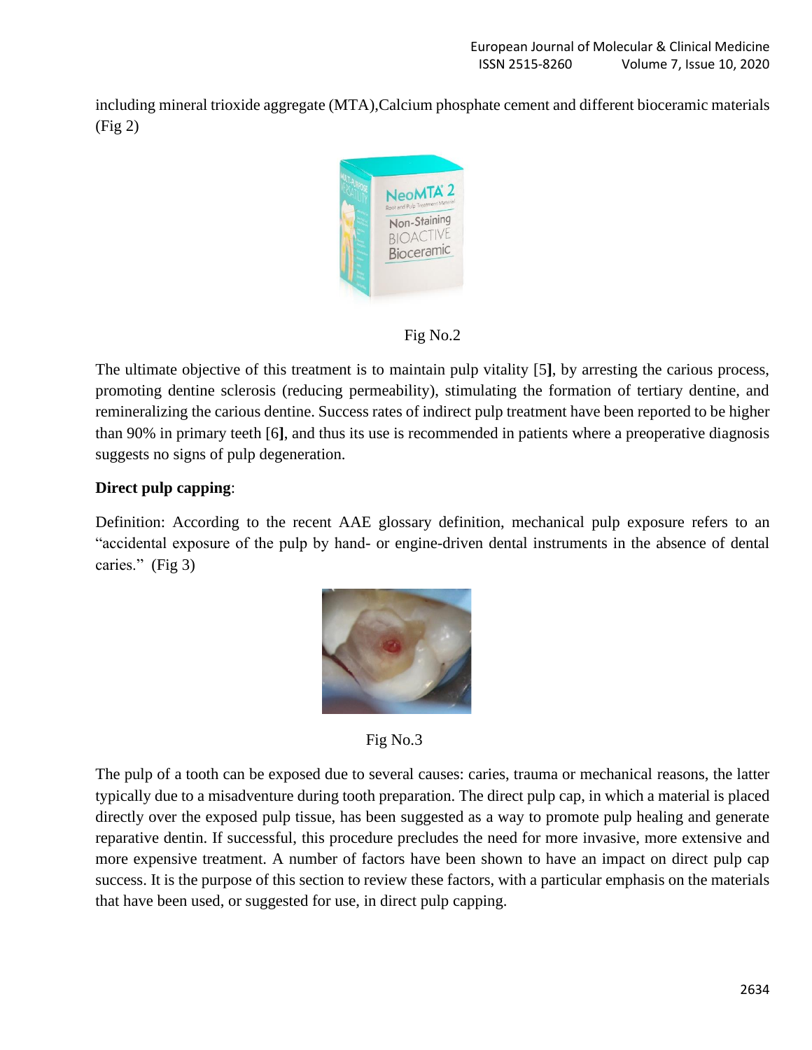including mineral trioxide aggregate (MTA),Calcium phosphate cement and different bioceramic materials (Fig 2)

Fig No.2

The ultimate objective of this treatment is to maintain pulp vitality [5], by arresting the carious process, promoting dentine sclerosis (reducing permeability), stimulating the formation of tertiary dentine, and remineralizing the carious dentine. Success rates of indirect pulp treatment have been reported to be higher than 90% in primary teeth [6], and thus its use is recommended in patients where a preoperative diagnosis suggests no signs of pulp degeneration.

**Direct pulp capping**:

Definition: According to the recent AAE glossary definition, mechanical pulp exposure refers to an "accidental exposure of the pulp by hand- or engine-driven dental instruments in the absence of dental caries." (Fig 3)

Fig No.3

The pulp of a tooth can be exposed due to several causes: caries, trauma or mechanical reasons, the latter typically due to a misadventure during tooth preparation. The direct pulp cap, in which a material is placed directly over the exposed pulp tissue, has been suggested as a way to promote pulp healing and generate reparative dentin. If successful, this procedure precludes the need for more invasive, more extensive and more expensive treatment. A number of factors have been shown to have an impact on direct pulp cap success. It is the purpose of this section to review these factors, with a particular emphasis on the materials that have been used, or suggested for use, in direct pulp capping.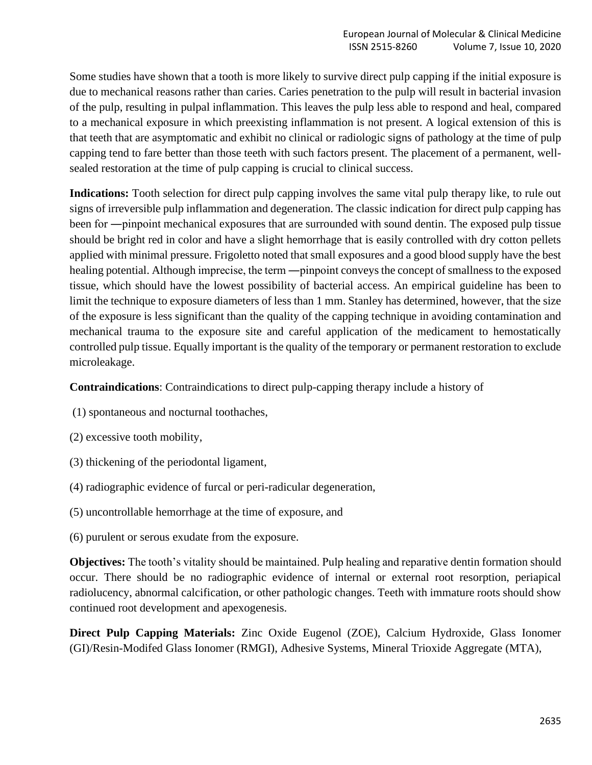Some studies have shown that a tooth is more likely to survive direct pulp capping if the initial exposure is due to mechanical reasons rather than caries. Caries penetration to the pulp will result in bacterial invasion of the pulp, resulting in pulpal inflammation. This leaves the pulp less able to respond and heal, compared to a mechanical exposure in which preexisting inflammation is not present. A logical extension of this is that teeth that are asymptomatic and exhibit no clinical or radiologic signs of pathology at the time of pulp capping tend to fare better than those teeth with such factors present. The placement of a permanent, well-sealed restoration at the time of pulp capping is crucial to clinical success.

**Indications:** Tooth selection for direct pulp capping involves the same vital pulp therapy like, to rule out signs of irreversible pulp inflammation and degeneration. The classic indication for direct pulp capping has been for ―pinpoint mechanical exposures that are surrounded with sound dentin. The exposed pulp tissue should be bright red in color and have a slight hemorrhage that is easily controlled with dry cotton pellets applied with minimal pressure. Frigoletto noted that small exposures and a good blood supply have the best healing potential. Although imprecise, the term ―pinpoint conveys the concept of smallness to the exposed tissue, which should have the lowest possibility of bacterial access. An empirical guideline has been to limit the technique to exposure diameters of less than 1 mm. Stanley has determined, however, that the size of the exposure is less significant than the quality of the capping technique in avoiding contamination and mechanical trauma to the exposure site and careful application of the medicament to hemostatically controlled pulp tissue. Equally important is the quality of the temporary or permanent restoration to exclude microleakage.

**Contraindications**: Contraindications to direct pulp-capping therapy include a history of

(1) spontaneous and nocturnal toothaches,

(2) excessive tooth mobility,

(3) thickening of the periodontal ligament,

(4) radiographic evidence of furcal or peri-radicular degeneration,

(5) uncontrollable hemorrhage at the time of exposure, and

(6) purulent or serous exudate from the exposure.

**Objectives:** The tooth's vitality should be maintained. Pulp healing and reparative dentin formation should occur. There should be no radiographic evidence of internal or external root resorption, periapical radiolucency, abnormal calcification, or other pathologic changes. Teeth with immature roots should show continued root development and apexogenesis.

**Direct Pulp Capping Materials:** Zinc Oxide Eugenol (ZOE), Calcium Hydroxide, Glass Ionomer (GI)/Resin-Modifed Glass Ionomer (RMGI), Adhesive Systems, Mineral Trioxide Aggregate (MTA),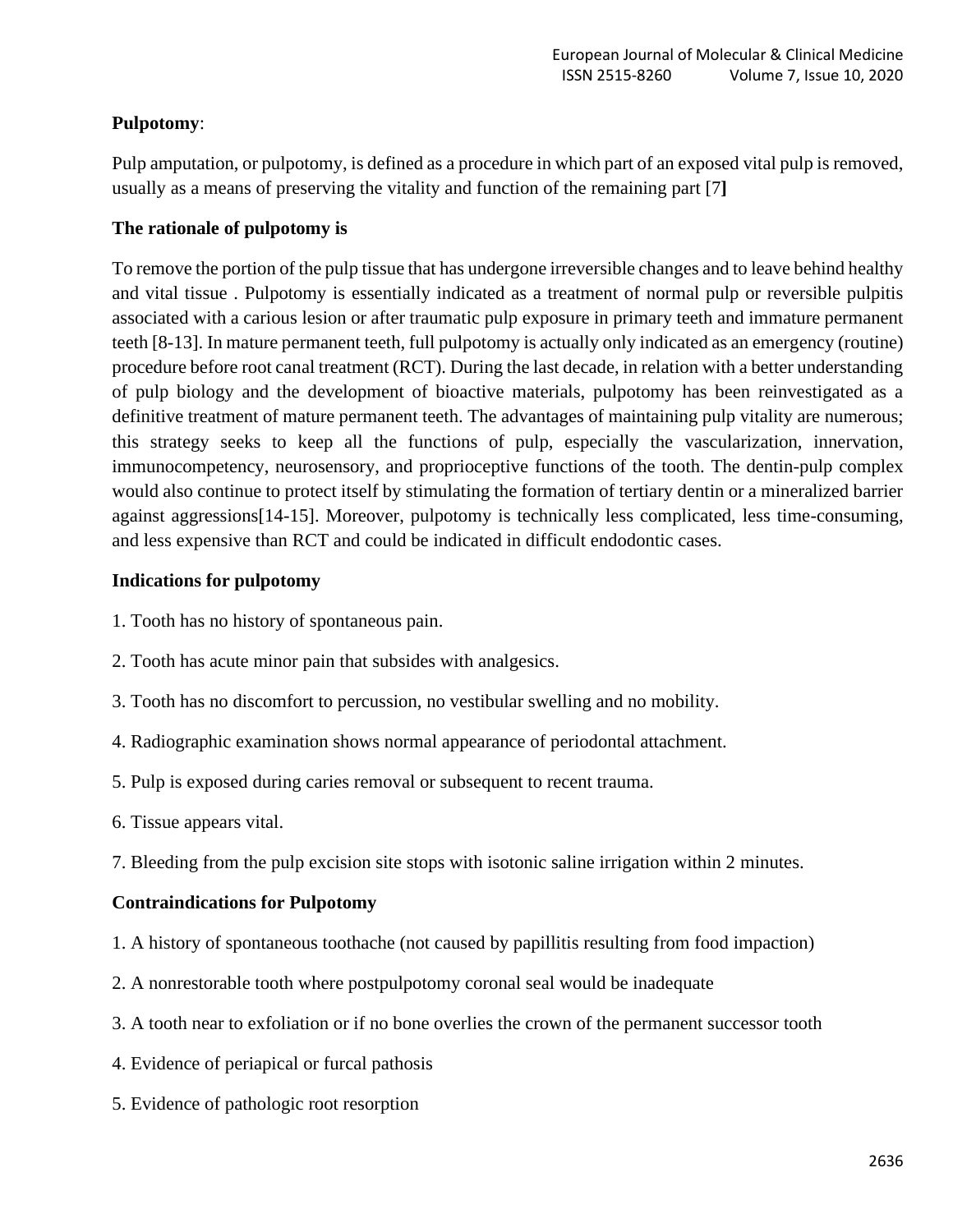**Pulpotomy**:

Pulp amputation, or pulpotomy, is defined as a procedure in which part of an exposed vital pulp is removed, usually as a means of preserving the vitality and function of the remaining part [7]

**The rationale of pulpotomy is**

To remove the portion of the pulp tissue that has undergone irreversible changes and to leave behind healthy and vital tissue . Pulpotomy is essentially indicated as a treatment of normal pulp or reversible pulpitis associated with a carious lesion or after traumatic pulp exposure in primary teeth and immature permanent teeth [8-13]. In mature permanent teeth, full pulpotomy is actually only indicated as an emergency (routine) procedure before root canal treatment (RCT). During the last decade, in relation with a better understanding of pulp biology and the development of bioactive materials, pulpotomy has been reinvestigated as a definitive treatment of mature permanent teeth. The advantages of maintaining pulp vitality are numerous; this strategy seeks to keep all the functions of pulp, especially the vascularization, innervation, immunocompetency, neurosensory, and proprioceptive functions of the tooth. The dentin-pulp complex would also continue to protect itself by stimulating the formation of tertiary dentin or a mineralized barrier against aggressions[14-15]. Moreover, pulpotomy is technically less complicated, less time-consuming, and less expensive than RCT and could be indicated in difficult endodontic cases.

**Indications for pulpotomy**

1. Tooth has no history of spontaneous pain.

2. Tooth has acute minor pain that subsides with analgesics.

3. Tooth has no discomfort to percussion, no vestibular swelling and no mobility.

4. Radiographic examination shows normal appearance of periodontal attachment.

5. Pulp is exposed during caries removal or subsequent to recent trauma.

6. Tissue appears vital.

7. Bleeding from the pulp excision site stops with isotonic saline irrigation within 2 minutes.

**Contraindications for Pulpotomy**

1. A history of spontaneous toothache (not caused by papillitis resulting from food impaction)

2. A nonrestorable tooth where postpulpotomy coronal seal would be inadequate

3. A tooth near to exfoliation or if no bone overlies the crown of the permanent successor tooth

4. Evidence of periapical or furcal pathosis

5. Evidence of pathologic root resorption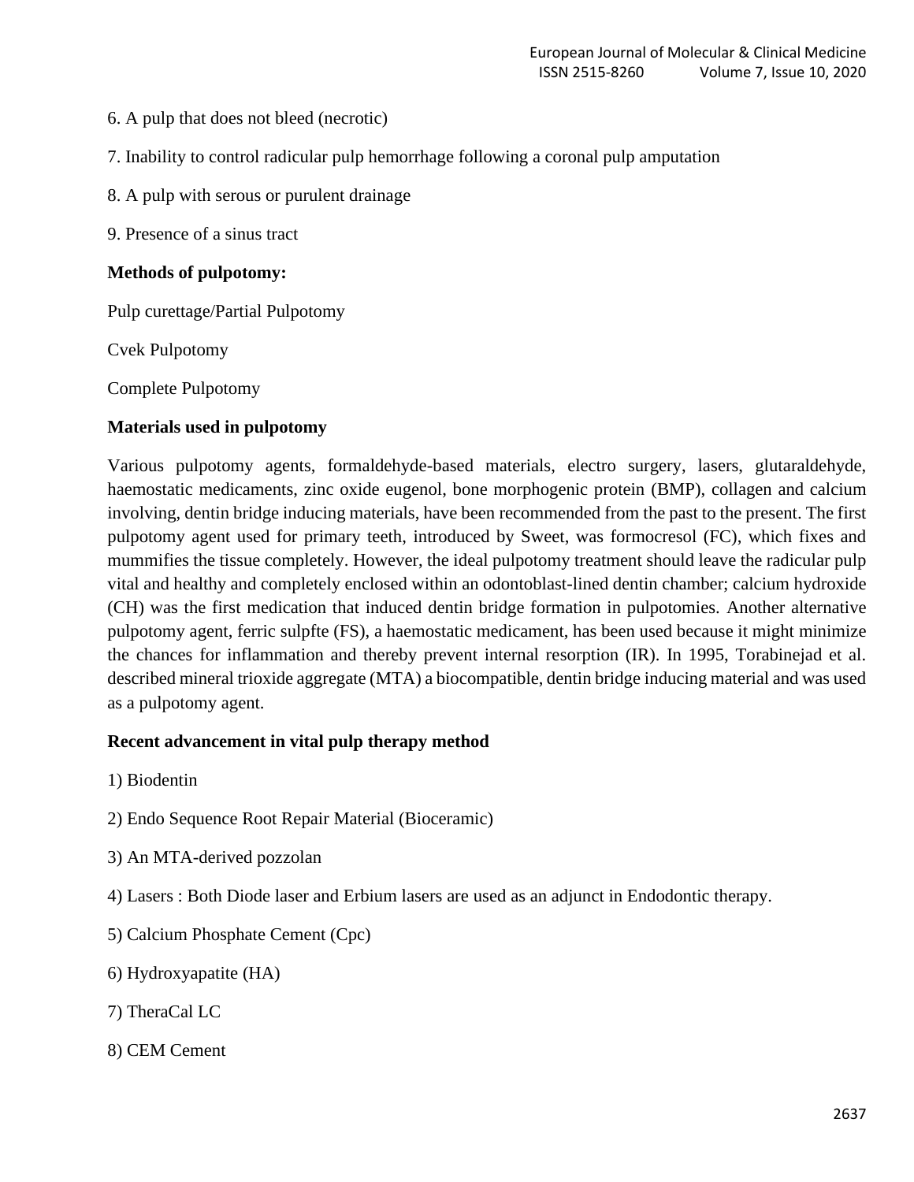6. A pulp that does not bleed (necrotic)

7. Inability to control radicular pulp hemorrhage following a coronal pulp amputation

8. A pulp with serous or purulent drainage

9. Presence of a sinus tract

**Methods of pulpotomy:**

Pulp curettage/Partial Pulpotomy

Cvek Pulpotomy

Complete Pulpotomy

**Materials used in pulpotomy**

Various pulpotomy agents, formaldehyde-based materials, electro surgery, lasers, glutaraldehyde, haemostatic medicaments, zinc oxide eugenol, bone morphogenic protein (BMP), collagen and calcium involving, dentin bridge inducing materials, have been recommended from the past to the present. The first pulpotomy agent used for primary teeth, introduced by Sweet, was formocresol (FC), which fixes and mummifies the tissue completely. However, the ideal pulpotomy treatment should leave the radicular pulp vital and healthy and completely enclosed within an odontoblast-lined dentin chamber; calcium hydroxide (CH) was the first medication that induced dentin bridge formation in pulpotomies. Another alternative pulpotomy agent, ferric sulpfte (FS), a haemostatic medicament, has been used because it might minimize the chances for inflammation and thereby prevent internal resorption (IR). In 1995, Torabinejad et al. described mineral trioxide aggregate (MTA) a biocompatible, dentin bridge inducing material and was used as a pulpotomy agent.

**Recent advancement in vital pulp therapy method**

1) Biodentin

2) Endo Sequence Root Repair Material (Bioceramic)

3) An MTA-derived pozzolan

4) Lasers : Both Diode laser and Erbium lasers are used as an adjunct in Endodontic therapy.

5) Calcium Phosphate Cement (Cpc)

6) Hydroxyapatite (HA)

7) TheraCal LC

8) CEM Cement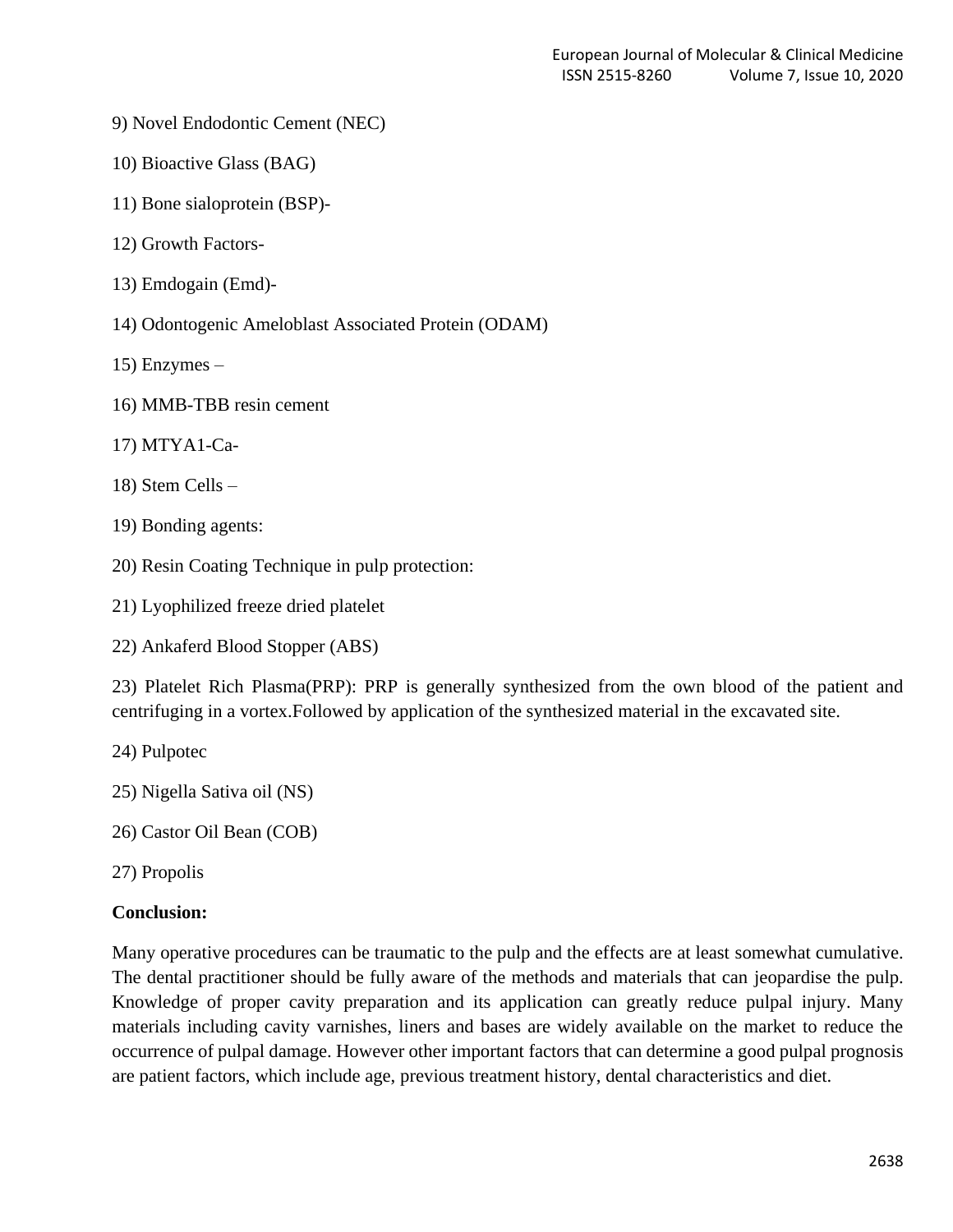9) Novel Endodontic Cement (NEC)

10) Bioactive Glass (BAG)

11) Bone sialoprotein (BSP)-

12) Growth Factors-

13) Emdogain (Emd)-

14) Odontogenic Ameloblast Associated Protein (ODAM)

15) Enzymes –

16) MMB-TBB resin cement

17) MTYA1-Ca-

18) Stem Cells –

19) Bonding agents:

20) Resin Coating Technique in pulp protection:

21) Lyophilized freeze dried platelet

22) Ankaferd Blood Stopper (ABS)

23) Platelet Rich Plasma(PRP): PRP is generally synthesized from the own blood of the patient and centrifuging in a vortex.Followed by application of the synthesized material in the excavated site.

24) Pulpotec

25) Nigella Sativa oil (NS)

26) Castor Oil Bean (COB)

27) Propolis

**Conclusion:**

Many operative procedures can be traumatic to the pulp and the effects are at least somewhat cumulative. The dental practitioner should be fully aware of the methods and materials that can jeopardise the pulp. Knowledge of proper cavity preparation and its application can greatly reduce pulpal injury. Many materials including cavity varnishes, liners and bases are widely available on the market to reduce the occurrence of pulpal damage. However other important factors that can determine a good pulpal prognosis are patient factors, which include age, previous treatment history, dental characteristics and diet.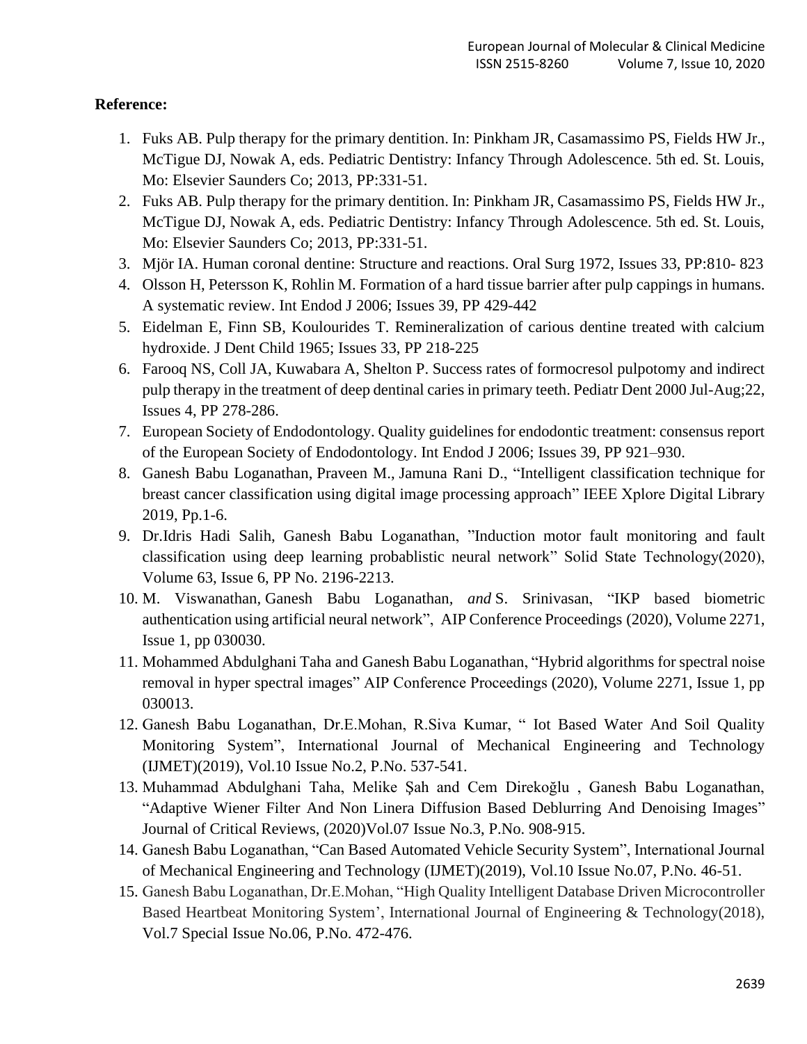**Reference:**

1. Fuks AB. Pulp therapy for the primary dentition. In: Pinkham JR, Casamassimo PS, Fields HW Jr., McTigue DJ, Nowak A, eds. Pediatric Dentistry: Infancy Through Adolescence. 5th ed. St. Louis, Mo: Elsevier Saunders Co; 2013, PP:331-51.
2. Fuks AB. Pulp therapy for the primary dentition. In: Pinkham JR, Casamassimo PS, Fields HW Jr., McTigue DJ, Nowak A, eds. Pediatric Dentistry: Infancy Through Adolescence. 5th ed. St. Louis, Mo: Elsevier Saunders Co; 2013, PP:331-51.
3. Mjör IA. Human coronal dentine: Structure and reactions. Oral Surg 1972, Issues 33, PP:810- 823
4. Olsson H, Petersson K, Rohlin M. Formation of a hard tissue barrier after pulp cappings in humans. A systematic review. Int Endod J 2006; Issues 39, PP 429-442
5. Eidelman E, Finn SB, Koulourides T. Remineralization of carious dentine treated with calcium hydroxide. J Dent Child 1965; Issues 33, PP 218-225
6. Farooq NS, Coll JA, Kuwabara A, Shelton P. Success rates of formocresol pulpotomy and indirect pulp therapy in the treatment of deep dentinal caries in primary teeth. Pediatr Dent 2000 Jul-Aug;22, Issues 4, PP 278-286.
7. European Society of Endodontology. Quality guidelines for endodontic treatment: consensus report of the European Society of Endodontology. Int Endod J 2006; Issues 39, PP 921–930.
8. Ganesh Babu Loganathan, Praveen M., Jamuna Rani D., "Intelligent classification technique for breast cancer classification using digital image processing approach" IEEE Xplore Digital Library 2019, Pp.1-6.
9. Dr.Idris Hadi Salih, Ganesh Babu Loganathan, "Induction motor fault monitoring and fault classification using deep learning probablistic neural network" Solid State Technology(2020), Volume 63, Issue 6, PP No. 2196-2213.
10. M. Viswanathan, Ganesh Babu Loganathan, *and* S. Srinivasan, "IKP based biometric authentication using artificial neural network", AIP Conference Proceedings (2020), Volume 2271, Issue 1, pp 030030.
11. Mohammed Abdulghani Taha and Ganesh Babu Loganathan, "Hybrid algorithms for spectral noise removal in hyper spectral images" AIP Conference Proceedings (2020), Volume 2271, Issue 1, pp 030013.
12. Ganesh Babu Loganathan, Dr.E.Mohan, R.Siva Kumar, " Iot Based Water And Soil Quality Monitoring System", International Journal of Mechanical Engineering and Technology (IJMET)(2019), Vol.10 Issue No.2, P.No. 537-541.
13. Muhammad Abdulghani Taha, Melike Şah and Cem Direkoğlu , Ganesh Babu Loganathan, "Adaptive Wiener Filter And Non Linera Diffusion Based Deblurring And Denoising Images" Journal of Critical Reviews, (2020)Vol.07 Issue No.3, P.No. 908-915.
14. Ganesh Babu Loganathan, "Can Based Automated Vehicle Security System", International Journal of Mechanical Engineering and Technology (IJMET)(2019), Vol.10 Issue No.07, P.No. 46-51.
15. Ganesh Babu Loganathan, Dr.E.Mohan, "High Quality Intelligent Database Driven Microcontroller Based Heartbeat Monitoring System', International Journal of Engineering & Technology(2018), Vol.7 Special Issue No.06, P.No. 472-476.